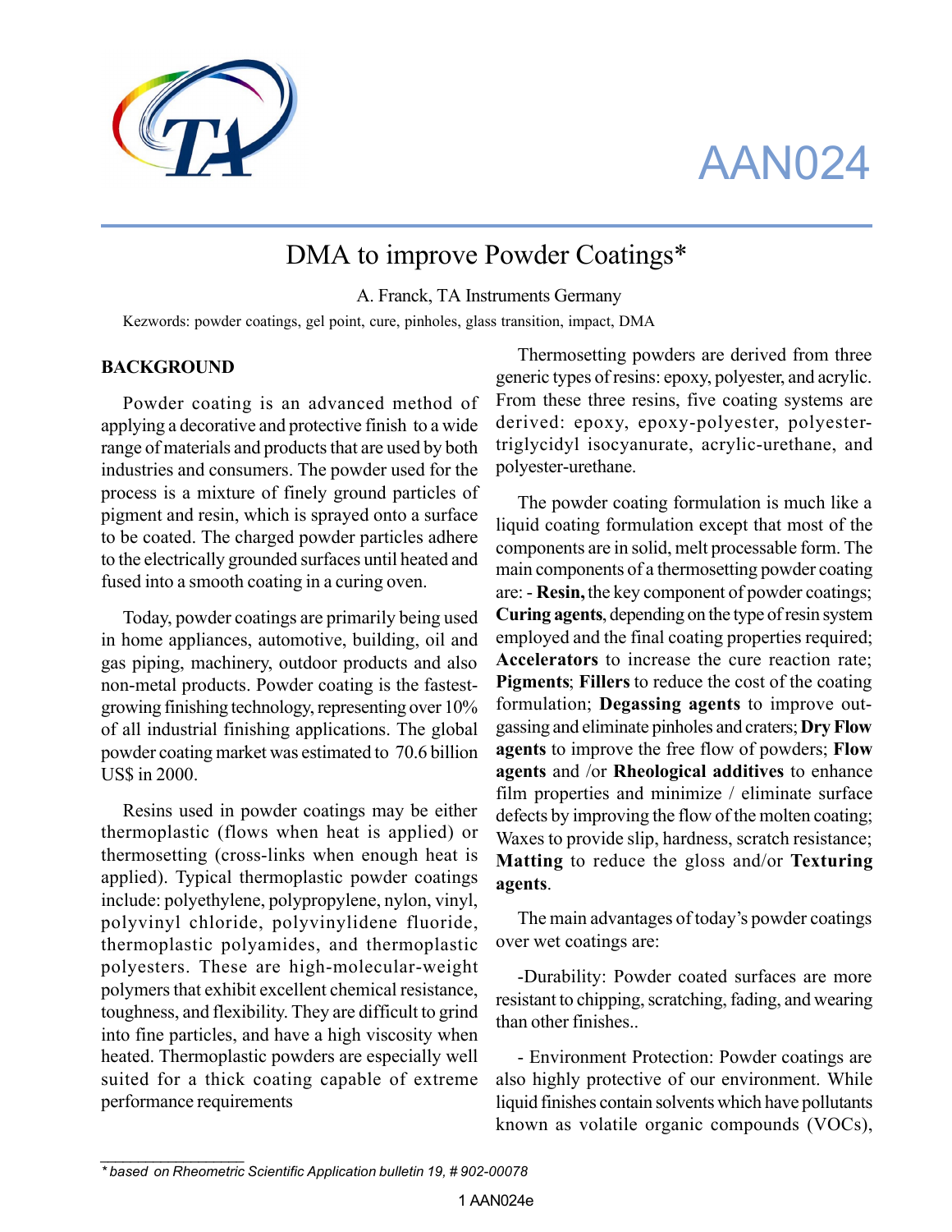AAN024

# DMA to improve Powder Coatings*

A. Franck, TA Instruments Germany

Kezwords: powder coatings, gel point, cure, pinholes, glass transition, impact, DMA

## BACKGROUND

Powder coating is an advanced method of applying a decorative and protective finish to a wide range of materials and products that are used by both industries and consumers. The powder used for the process is a mixture of finely ground particles of pigment and resin, which is sprayed onto a surface to be coated. The charged powder particles adhere to the electrically grounded surfaces until heated and fused into a smooth coating in a curing oven.

Today, powder coatings are primarily being used in home appliances, automotive, building, oil and gas piping, machinery, outdoor products and also non-metal products. Powder coating is the fastest-growing finishing technology, representing over 10% of all industrial finishing applications. The global powder coating market was estimated to 70.6 billion US$ in 2000.

Resins used in powder coatings may be either thermoplastic (flows when heat is applied) or thermosetting (cross-links when enough heat is applied). Typical thermoplastic powder coatings include: polyethylene, polypropylene, nylon, vinyl, polyvinyl chloride, polyvinylidene fluoride, thermoplastic polyamides, and thermoplastic polyesters. These are high-molecular-weight polymers that exhibit excellent chemical resistance, toughness, and flexibility. They are difficult to grind into fine particles, and have a high viscosity when heated. Thermoplastic powders are especially well suited for a thick coating capable of extreme performance requirements

Thermosetting powders are derived from three generic types of resins: epoxy, polyester, and acrylic. From these three resins, five coating systems are derived: epoxy, epoxy-polyester, polyester-triglycidyl isocyanurate, acrylic-urethane, and polyester-urethane.

The powder coating formulation is much like a liquid coating formulation except that most of the components are in solid, melt processable form. The main components of a thermosetting powder coating are: - **Resin,** the key component of powder coatings; **Curing agents**, depending on the type of resin system employed and the final coating properties required; **Accelerators** to increase the cure reaction rate; **Pigments**; **Fillers** to reduce the cost of the coating formulation; **Degassing agents** to improve out-gassing and eliminate pinholes and craters; **Dry Flow agents** to improve the free flow of powders; **Flow agents** and /or **Rheological additives** to enhance film properties and minimize / eliminate surface defects by improving the flow of the molten coating; Waxes to provide slip, hardness, scratch resistance; **Matting** to reduce the gloss and/or **Texturing agents**.

The main advantages of today's powder coatings over wet coatings are:

-Durability: Powder coated surfaces are more resistant to chipping, scratching, fading, and wearing than other finishes..

- Environment Protection: Powder coatings are also highly protective of our environment. While liquid finishes contain solvents which have pollutants known as volatile organic compounds (VOCs),

---

*\* based on Rheometric Scientific Application bulletin 19, # 902-00078*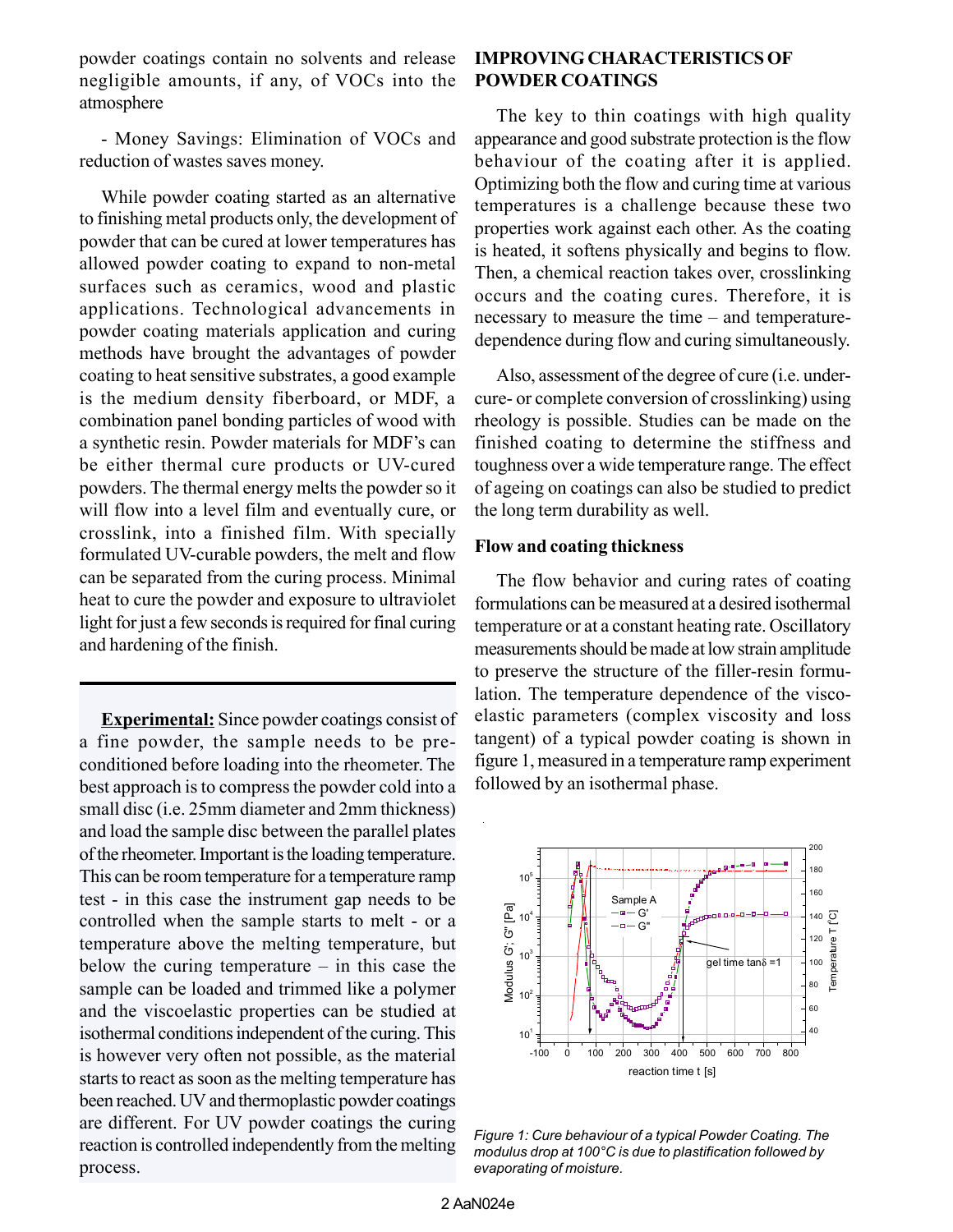powder coatings contain no solvents and release negligible amounts, if any, of VOCs into the atmosphere

- Money Savings: Elimination of VOCs and reduction of wastes saves money.

While powder coating started as an alternative to finishing metal products only, the development of powder that can be cured at lower temperatures has allowed powder coating to expand to non-metal surfaces such as ceramics, wood and plastic applications. Technological advancements in powder coating materials application and curing methods have brought the advantages of powder coating to heat sensitive substrates, a good example is the medium density fiberboard, or MDF, a combination panel bonding particles of wood with a synthetic resin. Powder materials for MDF's can be either thermal cure products or UV-cured powders. The thermal energy melts the powder so it will flow into a level film and eventually cure, or crosslink, into a finished film. With specially formulated UV-curable powders, the melt and flow can be separated from the curing process. Minimal heat to cure the powder and exposure to ultraviolet light for just a few seconds is required for final curing and hardening of the finish.

**Experimental:** Since powder coatings consist of a fine powder, the sample needs to be pre-conditioned before loading into the rheometer. The best approach is to compress the powder cold into a small disc (i.e. 25mm diameter and 2mm thickness) and load the sample disc between the parallel plates of the rheometer. Important is the loading temperature. This can be room temperature for a temperature ramp test - in this case the instrument gap needs to be controlled when the sample starts to melt - or a temperature above the melting temperature, but below the curing temperature – in this case the sample can be loaded and trimmed like a polymer and the viscoelastic properties can be studied at isothermal conditions independent of the curing. This is however very often not possible, as the material starts to react as soon as the melting temperature has been reached. UV and thermoplastic powder coatings are different. For UV powder coatings the curing reaction is controlled independently from the melting process.

## IMPROVING CHARACTERISTICS OF POWDER COATINGS

The key to thin coatings with high quality appearance and good substrate protection is the flow behaviour of the coating after it is applied. Optimizing both the flow and curing time at various temperatures is a challenge because these two properties work against each other. As the coating is heated, it softens physically and begins to flow. Then, a chemical reaction takes over, crosslinking occurs and the coating cures. Therefore, it is necessary to measure the time – and temperature-dependence during flow and curing simultaneously.

Also, assessment of the degree of cure (i.e. under-cure- or complete conversion of crosslinking) using rheology is possible. Studies can be made on the finished coating to determine the stiffness and toughness over a wide temperature range. The effect of ageing on coatings can also be studied to predict the long term durability as well.

### Flow and coating thickness

The flow behavior and curing rates of coating formulations can be measured at a desired isothermal temperature or at a constant heating rate. Oscillatory measurements should be made at low strain amplitude to preserve the structure of the filler-resin formulation. The temperature dependence of the viscoelastic parameters (complex viscosity and loss tangent) of a typical powder coating is shown in figure 1, measured in a temperature ramp experiment followed by an isothermal phase.

Sample A
G'
G"
gel time tanδ =1
Modulus G'; G" [Pa]
Temperature T [°C]
reaction time t [s]

*Figure 1: Cure behaviour of a typical Powder Coating. The modulus drop at 100°C is due to plastification followed by evaporating of moisture.*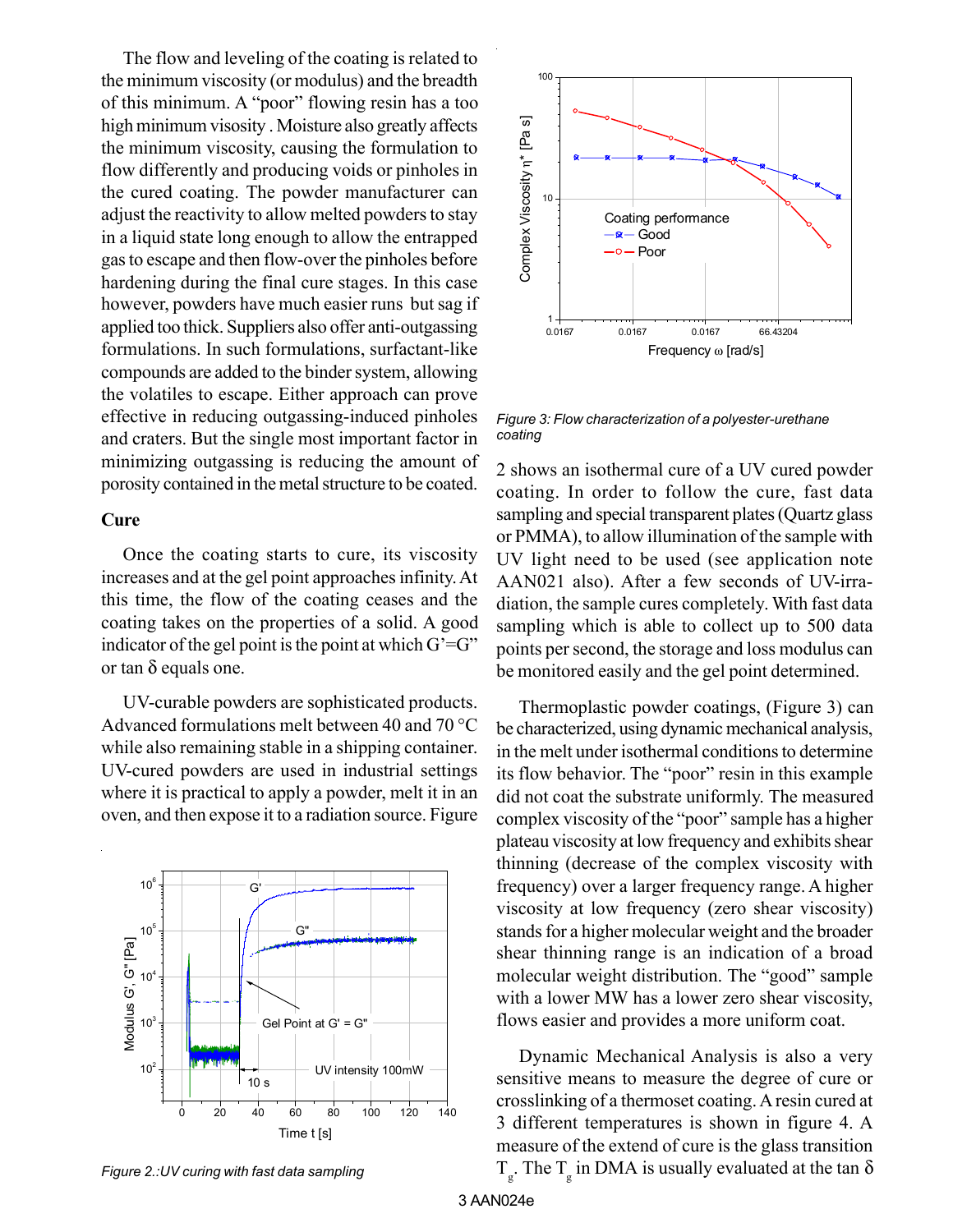The flow and leveling of the coating is related to the minimum viscosity (or modulus) and the breadth of this minimum. A "poor" flowing resin has a too high minimum visosity . Moisture also greatly affects the minimum viscosity, causing the formulation to flow differently and producing voids or pinholes in the cured coating. The powder manufacturer can adjust the reactivity to allow melted powders to stay in a liquid state long enough to allow the entrapped gas to escape and then flow-over the pinholes before hardening during the final cure stages. In this case however, powders have much easier runs but sag if applied too thick. Suppliers also offer anti-outgassing formulations. In such formulations, surfactant-like compounds are added to the binder system, allowing the volatiles to escape. Either approach can prove effective in reducing outgassing-induced pinholes and craters. But the single most important factor in minimizing outgassing is reducing the amount of porosity contained in the metal structure to be coated.

## Cure

Once the coating starts to cure, its viscosity increases and at the gel point approaches infinity. At this time, the flow of the coating ceases and the coating takes on the properties of a solid. A good indicator of the gel point is the point at which G'=G" or tan δ equals one.

UV-curable powders are sophisticated products. Advanced formulations melt between 40 and 70 °C while also remaining stable in a shipping container. UV-cured powders are used in industrial settings where it is practical to apply a powder, melt it in an oven, and then expose it to a radiation source. Figure 2 shows an isothermal cure of a UV cured powder coating. In order to follow the cure, fast data sampling and special transparent plates (Quartz glass or PMMA), to allow illumination of the sample with UV light need to be used (see application note AAN021 also). After a few seconds of UV-irradiation, the sample cures completely. With fast data sampling which is able to collect up to 500 data points per second, the storage and loss modulus can be monitored easily and the gel point determined.

Modulus G', G" [Pa]
Time t [s]
G'
G"
Gel Point at G' = G"
UV intensity 100mW
10 s

*Figure 2.:UV curing with fast data sampling*

Complex Viscosity η* [Pa s]
Frequency ω [rad/s]
Coating performance
Good
Poor

*Figure 3: Flow characterization of a polyester-urethane coating*

Thermoplastic powder coatings, (Figure 3) can be characterized, using dynamic mechanical analysis, in the melt under isothermal conditions to determine its flow behavior. The "poor" resin in this example did not coat the substrate uniformly. The measured complex viscosity of the "poor" sample has a higher plateau viscosity at low frequency and exhibits shear thinning (decrease of the complex viscosity with frequency) over a larger frequency range. A higher viscosity at low frequency (zero shear viscosity) stands for a higher molecular weight and the broader shear thinning range is an indication of a broad molecular weight distribution. The "good" sample with a lower MW has a lower zero shear viscosity, flows easier and provides a more uniform coat.

Dynamic Mechanical Analysis is also a very sensitive means to measure the degree of cure or crosslinking of a thermoset coating. A resin cured at 3 different temperatures is shown in figure 4. A measure of the extend of cure is the glass transition $T_g$. The $T_g$ in DMA is usually evaluated at the tan δ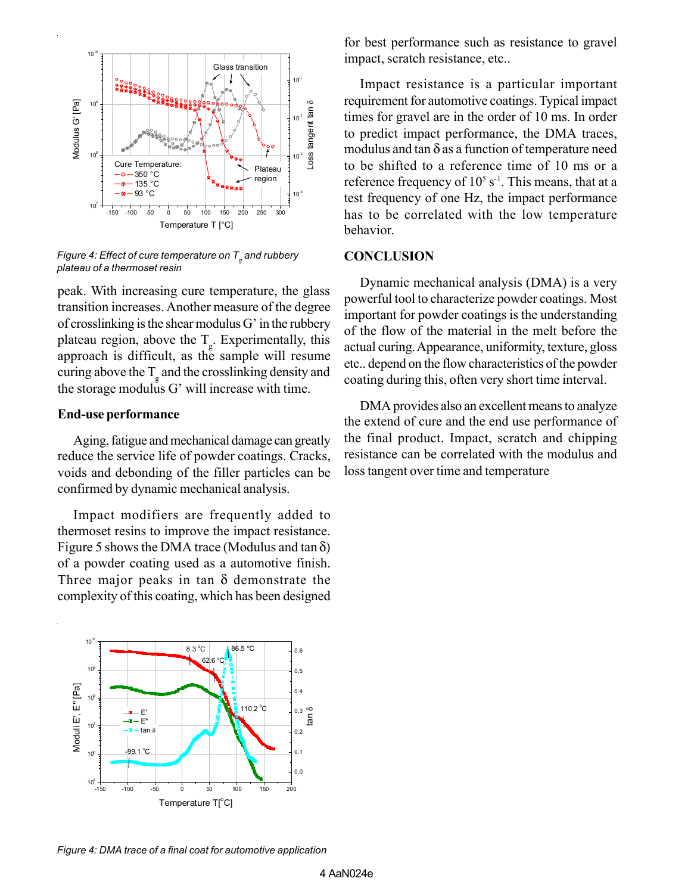10[10]

10[9]

10[8]

10[7]

Modulus G' [Pa]

Glass transition

10[0]

10[-1]

10[-2]

10[-3]

Loss tangent tan δ

Cure Temperature:

350 °C

135 °C

93 °C

Plateau region

-150 -100 -50 0 50 100 150 200 250 300

Temperature T [°C]

*Figure 4: Effect of cure temperature on $T_g$ and rubbery plateau of a thermoset resin*

peak. With increasing cure temperature, the glass transition increases. Another measure of the degree of crosslinking is the shear modulus G' in the rubbery plateau region, above the $T_g$. Experimentally, this approach is difficult, as the sample will resume curing above the $T_g$ and the crosslinking density and the storage modulus G' will increase with time.

### End-use performance

Aging, fatigue and mechanical damage can greatly reduce the service life of powder coatings. Cracks, voids and debonding of the filler particles can be confirmed by dynamic mechanical analysis.

Impact modifiers are frequently added to thermoset resins to improve the impact resistance. Figure 5 shows the DMA trace (Modulus and tan δ) of a powder coating used as a automotive finish. Three major peaks in tan δ demonstrate the complexity of this coating, which has been designed for best performance such as resistance to gravel impact, scratch resistance, etc..

Impact resistance is a particular important requirement for automotive coatings. Typical impact times for gravel are in the order of 10 ms. In order to predict impact performance, the DMA traces, modulus and tan δ as a function of temperature need to be shifted to a reference time of 10 ms or a reference frequency of $10^5$ $s^{-1}$. This means, that at a test frequency of one Hz, the impact performance has to be correlated with the low temperature behavior.

## CONCLUSION

Dynamic mechanical analysis (DMA) is a very powerful tool to characterize powder coatings. Most important for powder coatings is the understanding of the flow of the material in the melt before the actual curing. Appearance, uniformity, texture, gloss etc.. depend on the flow characteristics of the powder coating during this, often very short time interval.

DMA provides also an excellent means to analyze the extend of cure and the end use performance of the final product. Impact, scratch and chipping resistance can be correlated with the modulus and loss tangent over time and temperature

10[10]

10[9]

10[8]

10[7]

10[6]

10[5]

Moduli E', E'' [Pa]

8.3 °C

62.6 °C

86.5 °C

110.2 °C

-99.1 °C

E'

E''

tan δ

0.6

0.5

0.4

0.3

0.2

0.1

0.0

tan δ

-150 -100 -50 0 50 100 150 200

Temperature T[°C]

*Figure 4: DMA trace of a final coat for automotive application*